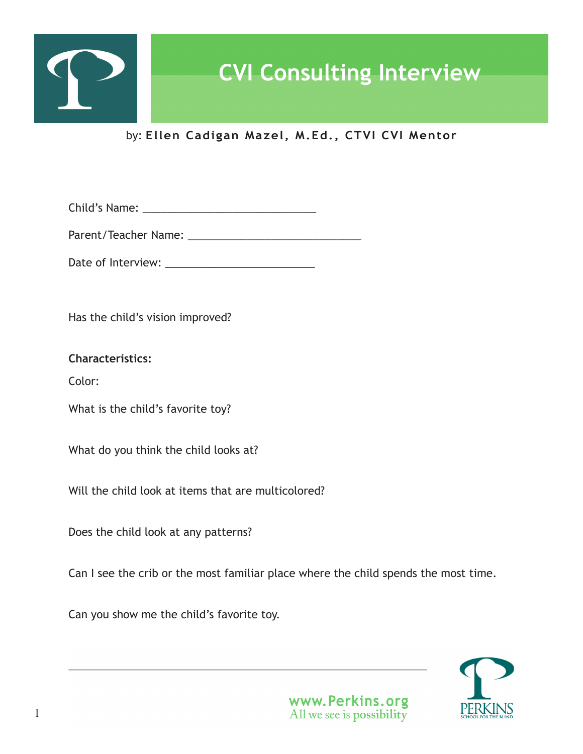# CVI Consulting Interview

by: **Ellen Cadigan Mazel, M.Ed., CTVI CVI Mentor**

Child's Name: ______________________________

Parent/Teacher Name: ______________________________

Date of Interview: __________________________

Has the child's vision improved?

**Characteristics:**

Color:

What is the child's favorite toy?

What do you think the child looks at?

Will the child look at items that are multicolored?

Does the child look at any patterns?

Can I see the crib or the most familiar place where the child spends the most time.

Can you show me the child's favorite toy.

www.Perkins.org
All we see is possibility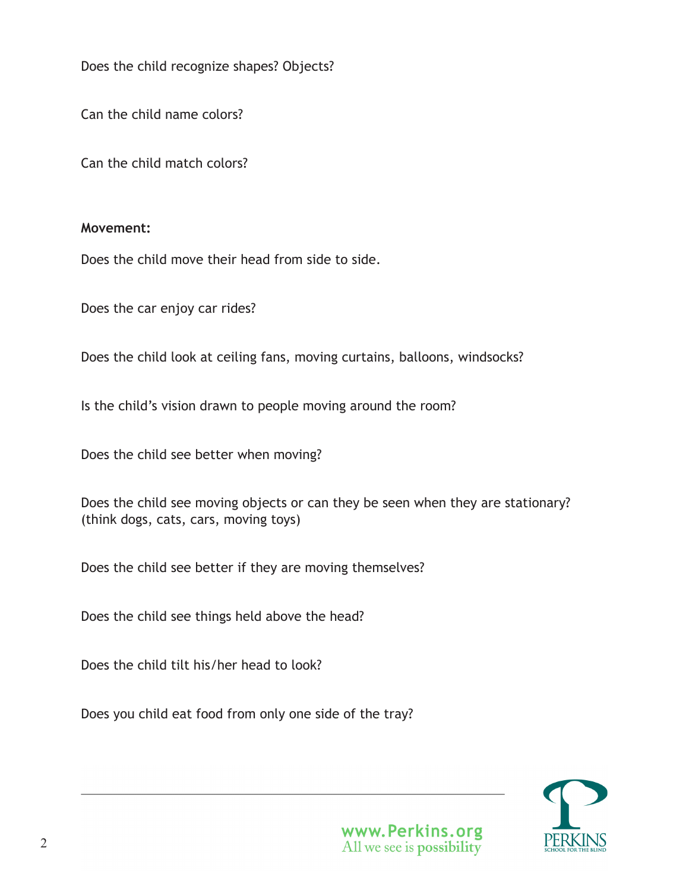Does the child recognize shapes? Objects?

Can the child name colors?

Can the child match colors?

**Movement:**

Does the child move their head from side to side.

Does the car enjoy car rides?

Does the child look at ceiling fans, moving curtains, balloons, windsocks?

Is the child's vision drawn to people moving around the room?

Does the child see better when moving?

Does the child see moving objects or can they be seen when they are stationary? (think dogs, cats, cars, moving toys)

Does the child see better if they are moving themselves?

Does the child see things held above the head?

Does the child tilt his/her head to look?

Does you child eat food from only one side of the tray?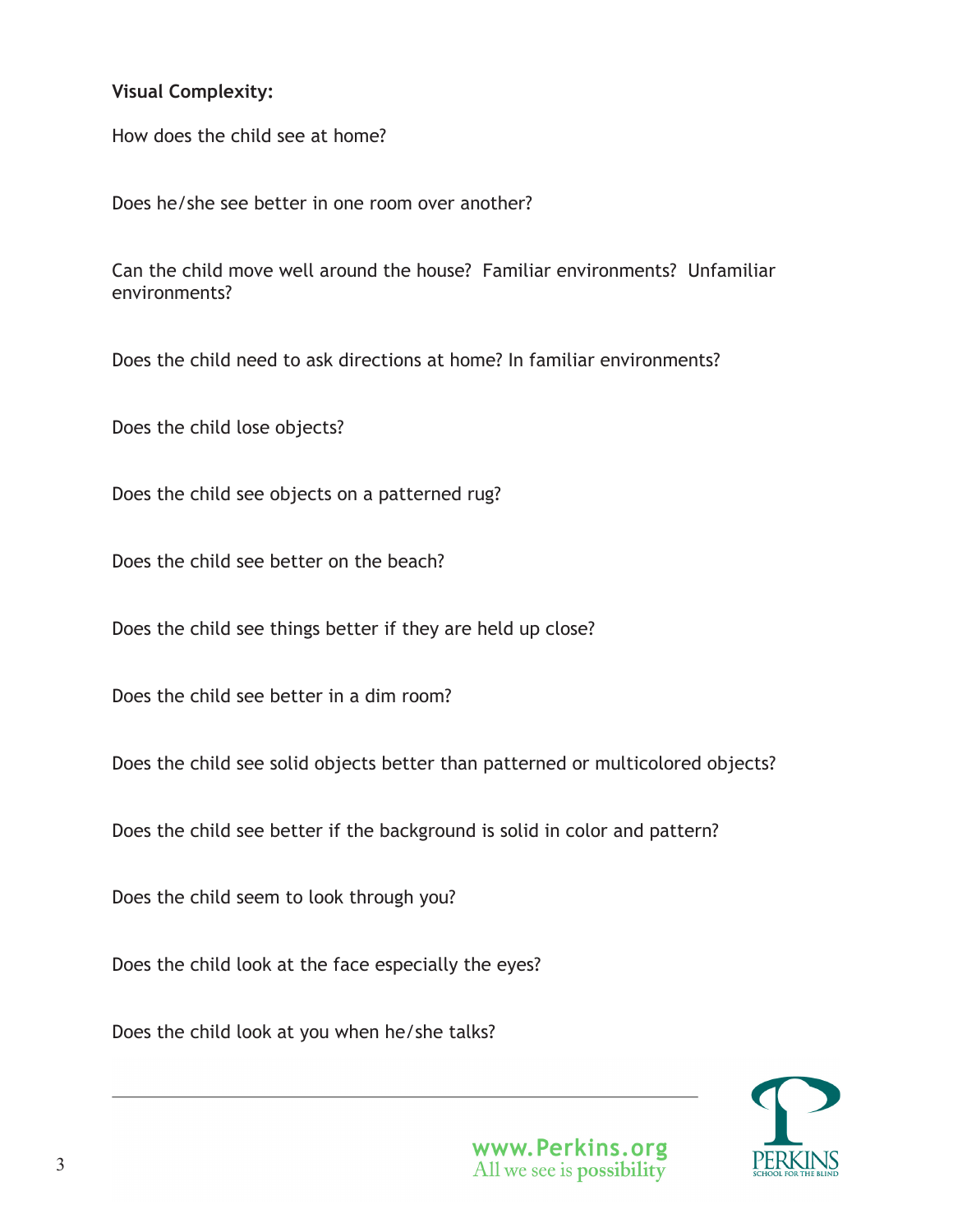**Visual Complexity:**

How does the child see at home?

Does he/she see better in one room over another?

Can the child move well around the house? Familiar environments? Unfamiliar environments?

Does the child need to ask directions at home? In familiar environments?

Does the child lose objects?

Does the child see objects on a patterned rug?

Does the child see better on the beach?

Does the child see things better if they are held up close?

Does the child see better in a dim room?

Does the child see solid objects better than patterned or multicolored objects?

Does the child see better if the background is solid in color and pattern?

Does the child seem to look through you?

Does the child look at the face especially the eyes?

Does the child look at you when he/she talks?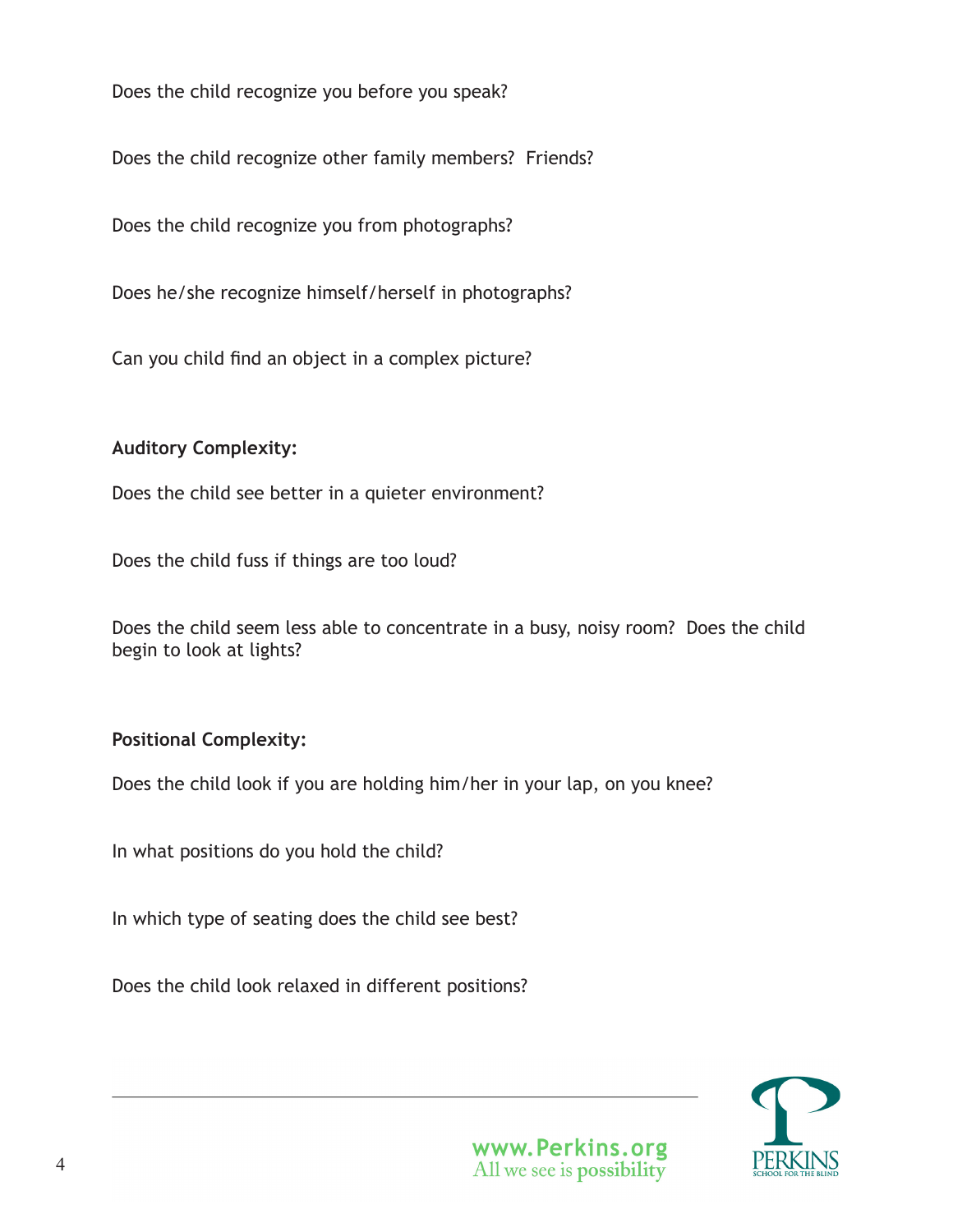Does the child recognize you before you speak?

Does the child recognize other family members? Friends?

Does the child recognize you from photographs?

Does he/she recognize himself/herself in photographs?

Can you child find an object in a complex picture?

**Auditory Complexity:**

Does the child see better in a quieter environment?

Does the child fuss if things are too loud?

Does the child seem less able to concentrate in a busy, noisy room? Does the child begin to look at lights?

**Positional Complexity:**

Does the child look if you are holding him/her in your lap, on you knee?

In what positions do you hold the child?

In which type of seating does the child see best?

Does the child look relaxed in different positions?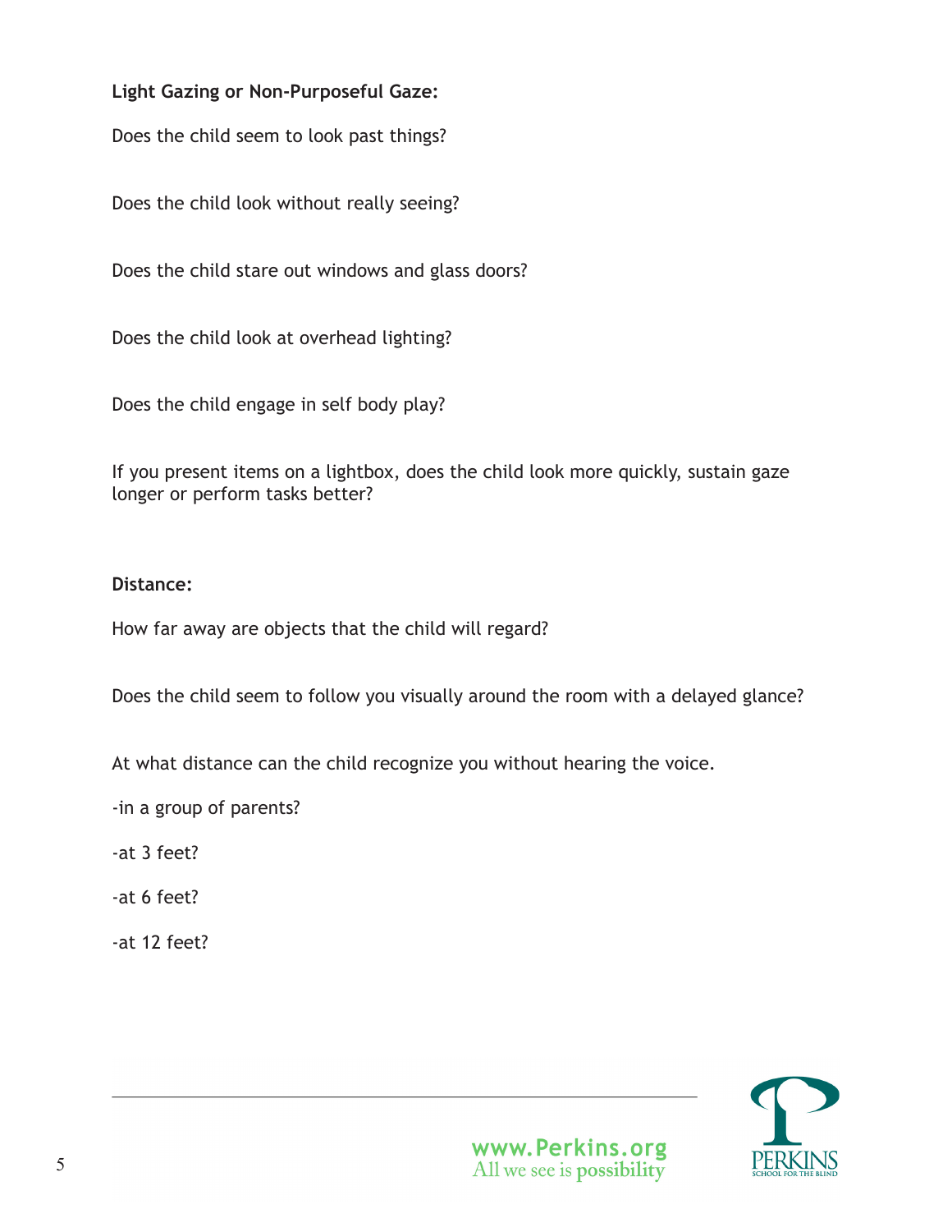**Light Gazing or Non-Purposeful Gaze:**

Does the child seem to look past things?

Does the child look without really seeing?

Does the child stare out windows and glass doors?

Does the child look at overhead lighting?

Does the child engage in self body play?

If you present items on a lightbox, does the child look more quickly, sustain gaze longer or perform tasks better?

**Distance:**

How far away are objects that the child will regard?

Does the child seem to follow you visually around the room with a delayed glance?

At what distance can the child recognize you without hearing the voice.

-in a group of parents?

-at 3 feet?

-at 6 feet?

-at 12 feet?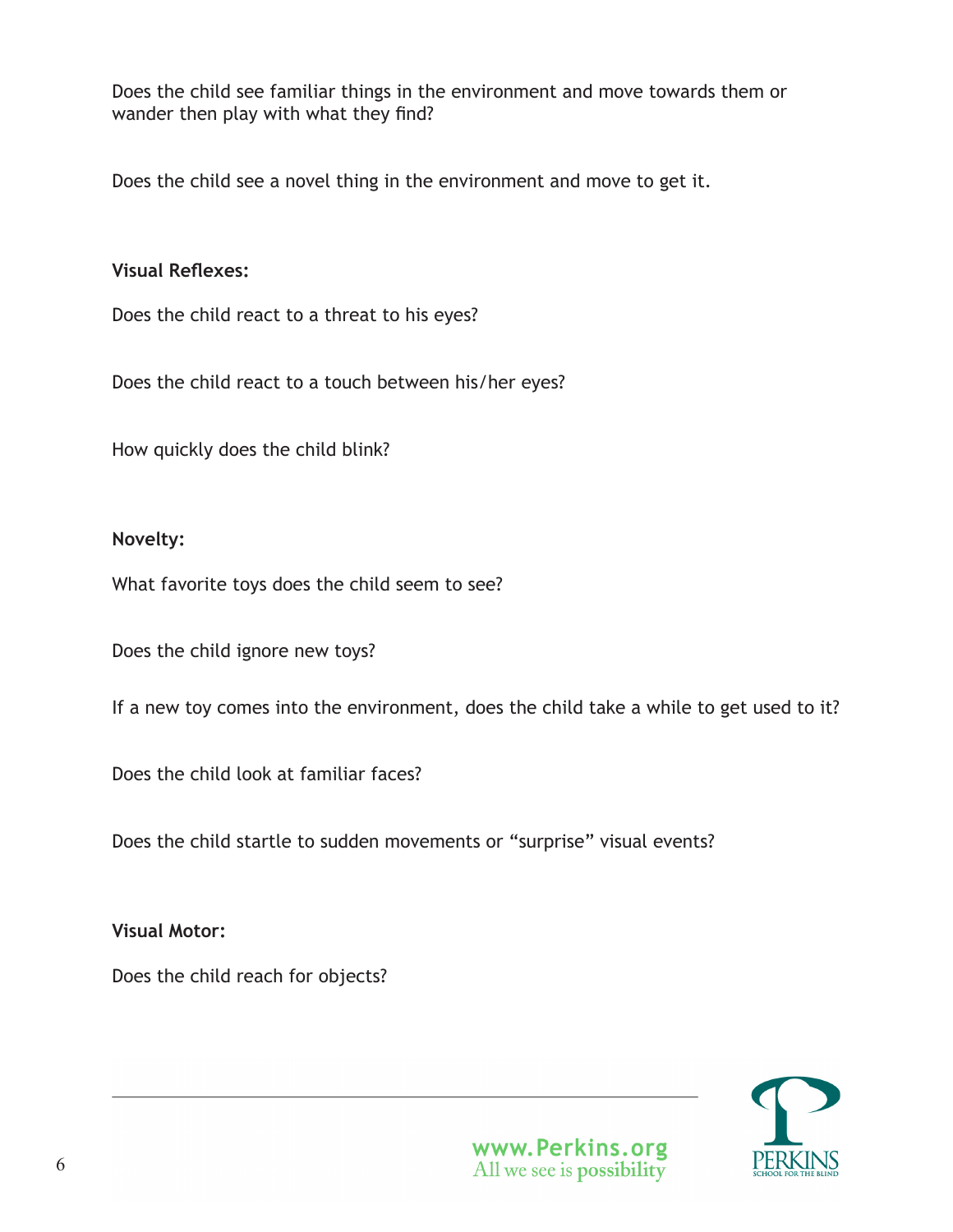Does the child see familiar things in the environment and move towards them or wander then play with what they find?

Does the child see a novel thing in the environment and move to get it.

**Visual Reflexes:**

Does the child react to a threat to his eyes?

Does the child react to a touch between his/her eyes?

How quickly does the child blink?

**Novelty:**

What favorite toys does the child seem to see?

Does the child ignore new toys?

If a new toy comes into the environment, does the child take a while to get used to it?

Does the child look at familiar faces?

Does the child startle to sudden movements or "surprise" visual events?

**Visual Motor:**

Does the child reach for objects?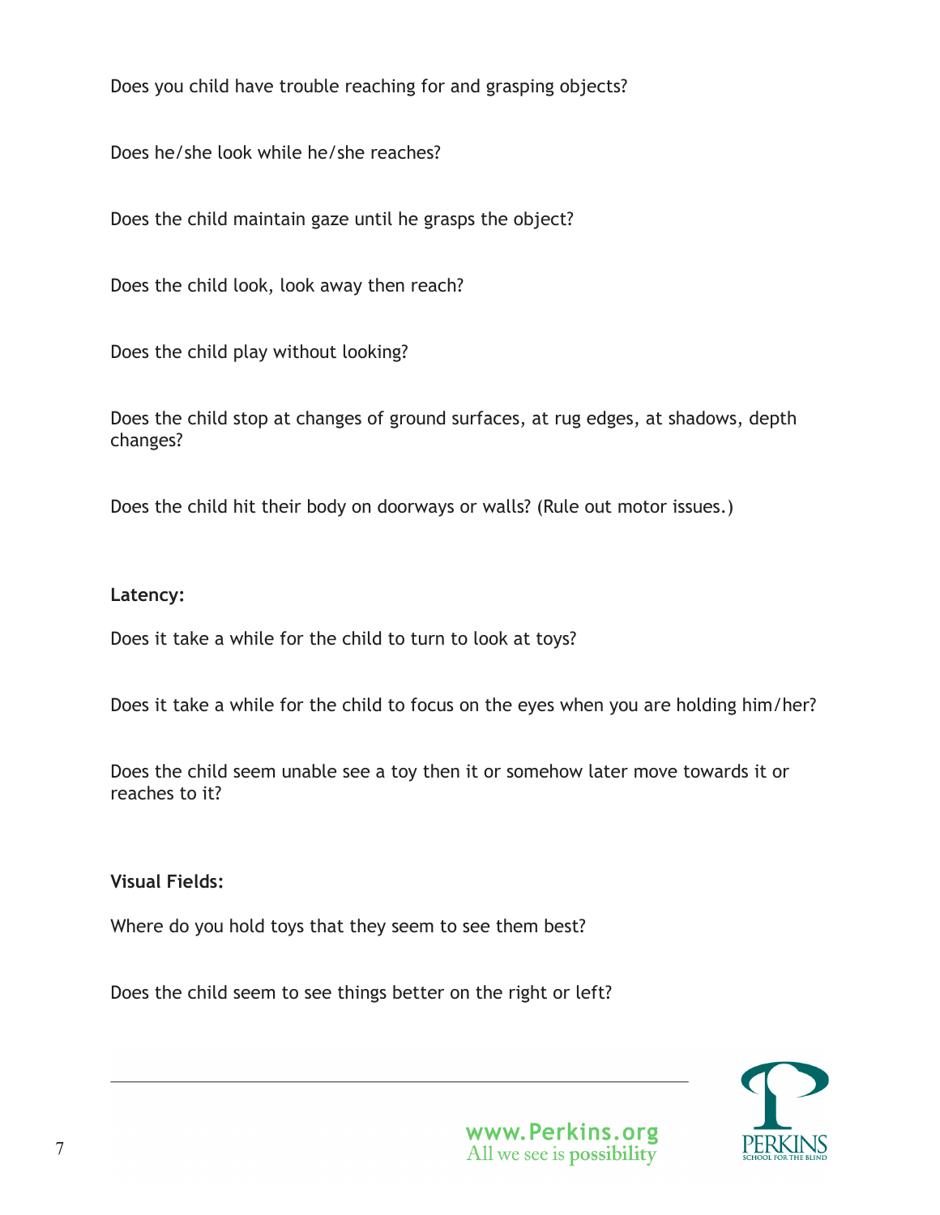Does you child have trouble reaching for and grasping objects?

Does he/she look while he/she reaches?

Does the child maintain gaze until he grasps the object?

Does the child look, look away then reach?

Does the child play without looking?

Does the child stop at changes of ground surfaces, at rug edges, at shadows, depth changes?

Does the child hit their body on doorways or walls? (Rule out motor issues.)

**Latency:**

Does it take a while for the child to turn to look at toys?

Does it take a while for the child to focus on the eyes when you are holding him/her?

Does the child seem unable see a toy then it or somehow later move towards it or reaches to it?

**Visual Fields:**

Where do you hold toys that they seem to see them best?

Does the child seem to see things better on the right or left?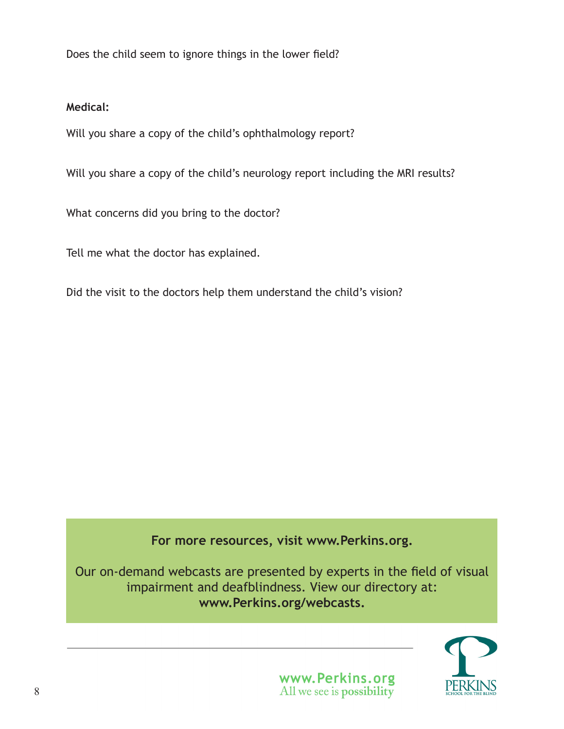Does the child seem to ignore things in the lower field?

**Medical:**

Will you share a copy of the child's ophthalmology report?

Will you share a copy of the child's neurology report including the MRI results?

What concerns did you bring to the doctor?

Tell me what the doctor has explained.

Did the visit to the doctors help them understand the child's vision?

**For more resources, visit www.Perkins.org.**

Our on-demand webcasts are presented by experts in the field of visual impairment and deafblindness. View our directory at: **www.Perkins.org/webcasts.**

**www.Perkins.org**
All we see is **possibility**

PERKINS
SCHOOL FOR THE BLIND